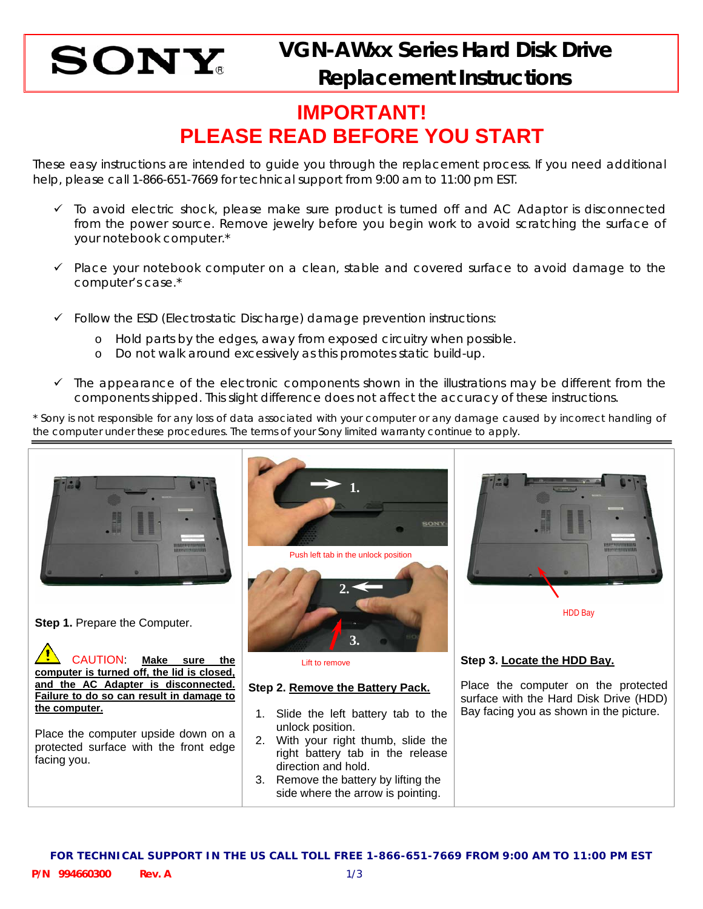# SONY

# VGN-AWxx Series Hard Disk Drive Replacement Instructions

## IMPORTANT!
## PLEASE READ BEFORE YOU START

These easy instructions are intended to guide you through the replacement process. If you need additional help, please call 1-866-651-7669 for technical support from 9:00 am to 11:00 pm EST.

- ✓ To avoid electric shock, please make sure product is turned off and AC Adaptor is disconnected from the power source. Remove jewelry before you begin work to avoid scratching the surface of your notebook computer.*
- ✓ Place your notebook computer on a clean, stable and covered surface to avoid damage to the computer's case.*
- ✓ Follow the ESD (Electrostatic Discharge) damage prevention instructions:
  - o Hold parts by the edges, away from exposed circuitry when possible.
  - o Do not walk around excessively as this promotes static build-up.
- ✓ The appearance of the electronic components shown in the illustrations may be different from the components shipped. This slight difference does not affect the accuracy of these instructions.

* Sony is not responsible for any loss of data associated with your computer or any damage caused by incorrect handling of the computer under these procedures. The terms of your Sony limited warranty continue to apply.

---

**Step 1.** Prepare the Computer.

CAUTION: **Make sure the computer is turned off, the lid is closed, and the AC Adapter is disconnected. Failure to do so can result in damage to the computer.**

Place the computer upside down on a protected surface with the front edge facing you.

Push left tab in the unlock position

Lift to remove

**Step 2. Remove the Battery Pack.**

1. Slide the left battery tab to the unlock position.
2. With your right thumb, slide the right battery tab in the release direction and hold.
3. Remove the battery by lifting the side where the arrow is pointing.

HDD Bay

**Step 3. Locate the HDD Bay.**

Place the computer on the protected surface with the Hard Disk Drive (HDD) Bay facing you as shown in the picture.

**FOR TECHNICAL SUPPORT IN THE US CALL TOLL FREE 1-866-651-7669 FROM 9:00 AM TO 11:00 PM EST**

**P/N 994660300 Rev. A**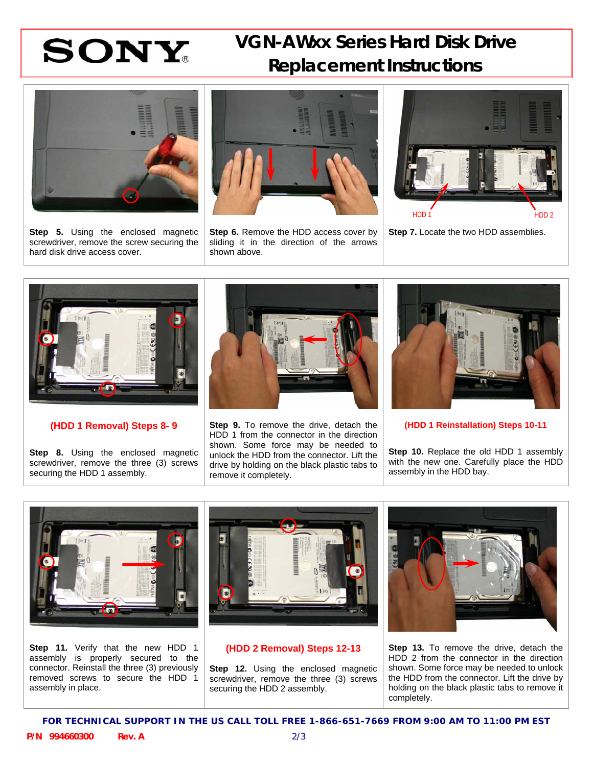# VGN-AWxx Series Hard Disk Drive Replacement Instructions

**Step 5.** Using the enclosed magnetic screwdriver, remove the screw securing the hard disk drive access cover.

**Step 6.** Remove the HDD access cover by sliding it in the direction of the arrows shown above.

HDD 1 HDD 2

**Step 7.** Locate the two HDD assemblies.

## (HDD 1 Removal) Steps 8- 9

**Step 8.** Using the enclosed magnetic screwdriver, remove the three (3) screws securing the HDD 1 assembly.

**Step 9.** To remove the drive, detach the HDD 1 from the connector in the direction shown. Some force may be needed to unlock the HDD from the connector. Lift the drive by holding on the black plastic tabs to remove it completely.

## (HDD 1 Reinstallation) Steps 10-11

**Step 10.** Replace the old HDD 1 assembly with the new one. Carefully place the HDD assembly in the HDD bay.

**Step 11.** Verify that the new HDD 1 assembly is properly secured to the connector. Reinstall the three (3) previously removed screws to secure the HDD 1 assembly in place.

## (HDD 2 Removal) Steps 12-13

**Step 12.** Using the enclosed magnetic screwdriver, remove the three (3) screws securing the HDD 2 assembly.

**Step 13.** To remove the drive, detach the HDD 2 from the connector in the direction shown. Some force may be needed to unlock the HDD from the connector. Lift the drive by holding on the black plastic tabs to remove it completely.

**FOR TECHNICAL SUPPORT IN THE US CALL TOLL FREE 1-866-651-7669 FROM 9:00 AM TO 11:00 PM EST**

**P/N 994660300 Rev. A**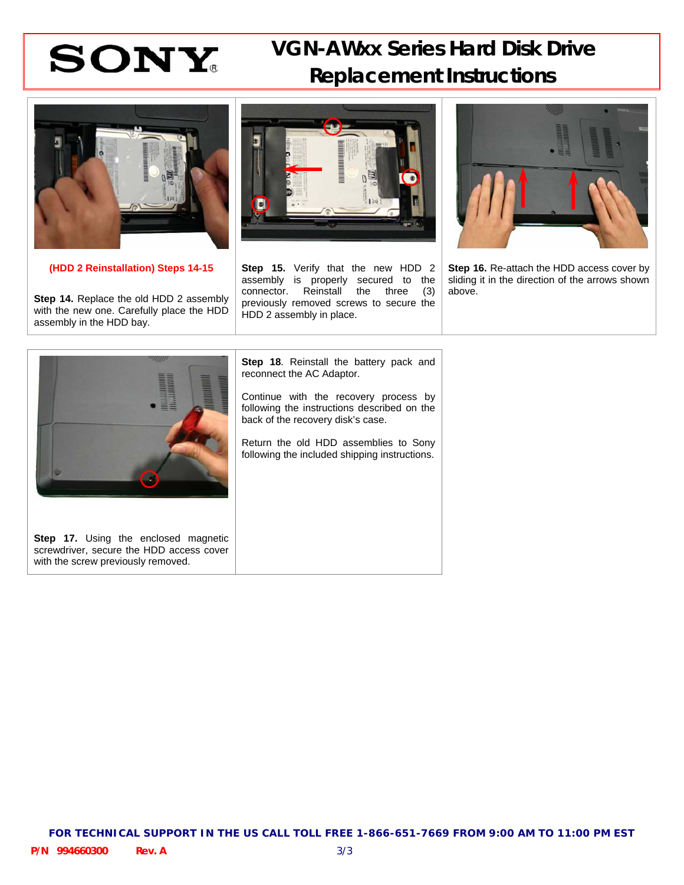# VGN-AWxx Series Hard Disk Drive Replacement Instructions

**(HDD 2 Reinstallation) Steps 14-15**

**Step 14.** Replace the old HDD 2 assembly with the new one. Carefully place the HDD assembly in the HDD bay.

**Step 15.** Verify that the new HDD 2 assembly is properly secured to the connector. Reinstall the three (3) previously removed screws to secure the HDD 2 assembly in place.

**Step 16.** Re-attach the HDD access cover by sliding it in the direction of the arrows shown above.

**Step 17.** Using the enclosed magnetic screwdriver, secure the HDD access cover with the screw previously removed.

**Step 18**. Reinstall the battery pack and reconnect the AC Adaptor.

Continue with the recovery process by following the instructions described on the back of the recovery disk's case.

Return the old HDD assemblies to Sony following the included shipping instructions.

**FOR TECHNICAL SUPPORT IN THE US CALL TOLL FREE 1-866-651-7669 FROM 9:00 AM TO 11:00 PM EST**

**P/N 994660300 Rev. A**